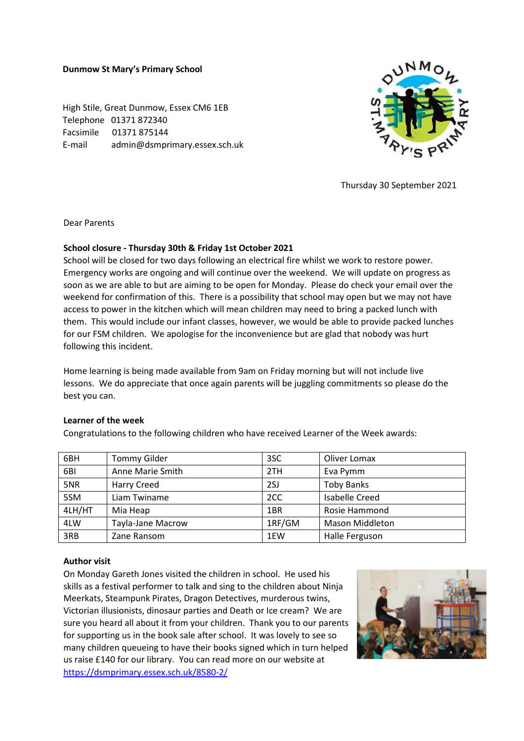**Dunmow St Mary's Primary School**

High Stile, Great Dunmow, Essex CM6 1EB
Telephone 01371 872340
Facsimile 01371 875144
E-mail admin@dsmprimary.essex.sch.uk

Thursday 30 September 2021

Dear Parents

**School closure - Thursday 30th & Friday 1st October 2021**

School will be closed for two days following an electrical fire whilst we work to restore power. Emergency works are ongoing and will continue over the weekend. We will update on progress as soon as we are able to but are aiming to be open for Monday. Please do check your email over the weekend for confirmation of this. There is a possibility that school may open but we may not have access to power in the kitchen which will mean children may need to bring a packed lunch with them. This would include our infant classes, however, we would be able to provide packed lunches for our FSM children. We apologise for the inconvenience but are glad that nobody was hurt following this incident.

Home learning is being made available from 9am on Friday morning but will not include live lessons. We do appreciate that once again parents will be juggling commitments so please do the best you can.

**Learner of the week**

Congratulations to the following children who have received Learner of the Week awards:

| 6BH | Tommy Gilder | 3SC | Oliver Lomax |
|---|---|---|---|
| 6BI | Anne Marie Smith | 2TH | Eva Pymm |
| 5NR | Harry Creed | 2SJ | Toby Banks |
| 5SM | Liam Twiname | 2CC | Isabelle Creed |
| 4LH/HT | Mia Heap | 1BR | Rosie Hammond |
| 4LW | Tayla-Jane Macrow | 1RF/GM | Mason Middleton |
| 3RB | Zane Ransom | 1EW | Halle Ferguson |

**Author visit**

On Monday Gareth Jones visited the children in school. He used his skills as a festival performer to talk and sing to the children about Ninja Meerkats, Steampunk Pirates, Dragon Detectives, murderous twins, Victorian illusionists, dinosaur parties and Death or Ice cream? We are sure you heard all about it from your children. Thank you to our parents for supporting us in the book sale after school. It was lovely to see so many children queueing to have their books signed which in turn helped us raise £140 for our library. You can read more on our website at https://dsmprimary.essex.sch.uk/8580-2/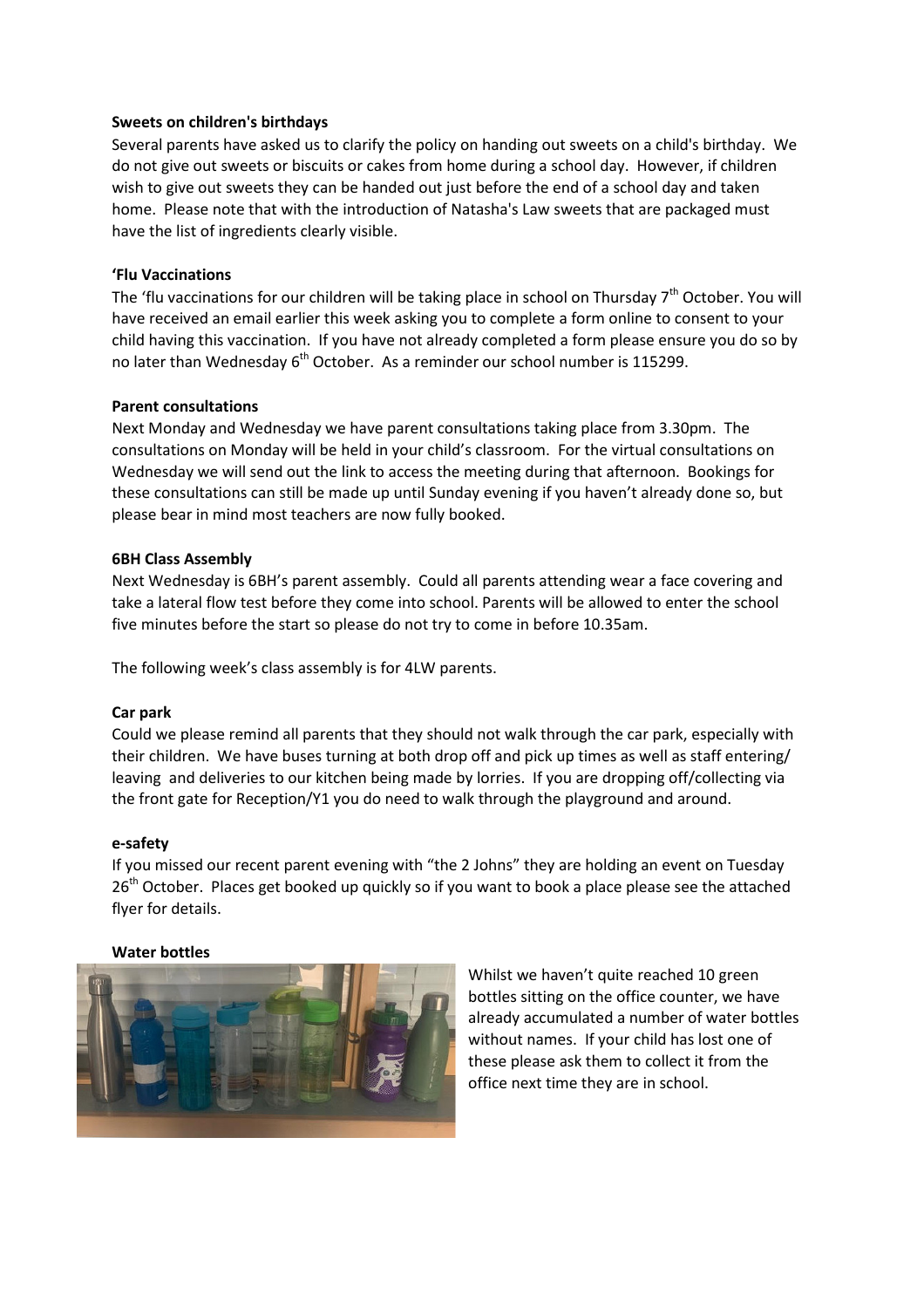**Sweets on children's birthdays**

Several parents have asked us to clarify the policy on handing out sweets on a child's birthday. We do not give out sweets or biscuits or cakes from home during a school day. However, if children wish to give out sweets they can be handed out just before the end of a school day and taken home. Please note that with the introduction of Natasha's Law sweets that are packaged must have the list of ingredients clearly visible.

**'Flu Vaccinations**

The 'flu vaccinations for our children will be taking place in school on Thursday 7th October. You will have received an email earlier this week asking you to complete a form online to consent to your child having this vaccination. If you have not already completed a form please ensure you do so by no later than Wednesday 6th October. As a reminder our school number is 115299.

**Parent consultations**

Next Monday and Wednesday we have parent consultations taking place from 3.30pm. The consultations on Monday will be held in your child's classroom. For the virtual consultations on Wednesday we will send out the link to access the meeting during that afternoon. Bookings for these consultations can still be made up until Sunday evening if you haven't already done so, but please bear in mind most teachers are now fully booked.

**6BH Class Assembly**

Next Wednesday is 6BH's parent assembly. Could all parents attending wear a face covering and take a lateral flow test before they come into school. Parents will be allowed to enter the school five minutes before the start so please do not try to come in before 10.35am.

The following week's class assembly is for 4LW parents.

**Car park**

Could we please remind all parents that they should not walk through the car park, especially with their children. We have buses turning at both drop off and pick up times as well as staff entering/ leaving and deliveries to our kitchen being made by lorries. If you are dropping off/collecting via the front gate for Reception/Y1 you do need to walk through the playground and around.

**e-safety**

If you missed our recent parent evening with "the 2 Johns" they are holding an event on Tuesday 26th October. Places get booked up quickly so if you want to book a place please see the attached flyer for details.

**Water bottles**

Whilst we haven't quite reached 10 green bottles sitting on the office counter, we have already accumulated a number of water bottles without names. If your child has lost one of these please ask them to collect it from the office next time they are in school.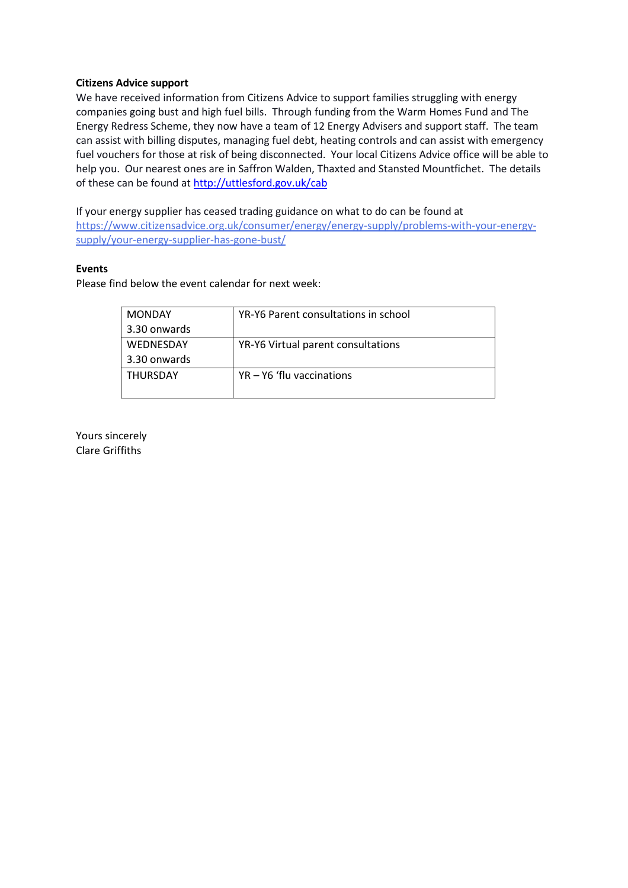**Citizens Advice support**

We have received information from Citizens Advice to support families struggling with energy companies going bust and high fuel bills. Through funding from the Warm Homes Fund and The Energy Redress Scheme, they now have a team of 12 Energy Advisers and support staff. The team can assist with billing disputes, managing fuel debt, heating controls and can assist with emergency fuel vouchers for those at risk of being disconnected. Your local Citizens Advice office will be able to help you. Our nearest ones are in Saffron Walden, Thaxted and Stansted Mountfichet. The details of these can be found at http://uttlesford.gov.uk/cab

If your energy supplier has ceased trading guidance on what to do can be found at https://www.citizensadvice.org.uk/consumer/energy/energy-supply/problems-with-your-energy-supply/your-energy-supplier-has-gone-bust/

**Events**

Please find below the event calendar for next week:

| | |
|---|---|
| MONDAY<br>3.30 onwards | YR-Y6 Parent consultations in school |
| WEDNESDAY<br>3.30 onwards | YR-Y6 Virtual parent consultations |
| THURSDAY | YR – Y6 'flu vaccinations |

Yours sincerely
Clare Griffiths